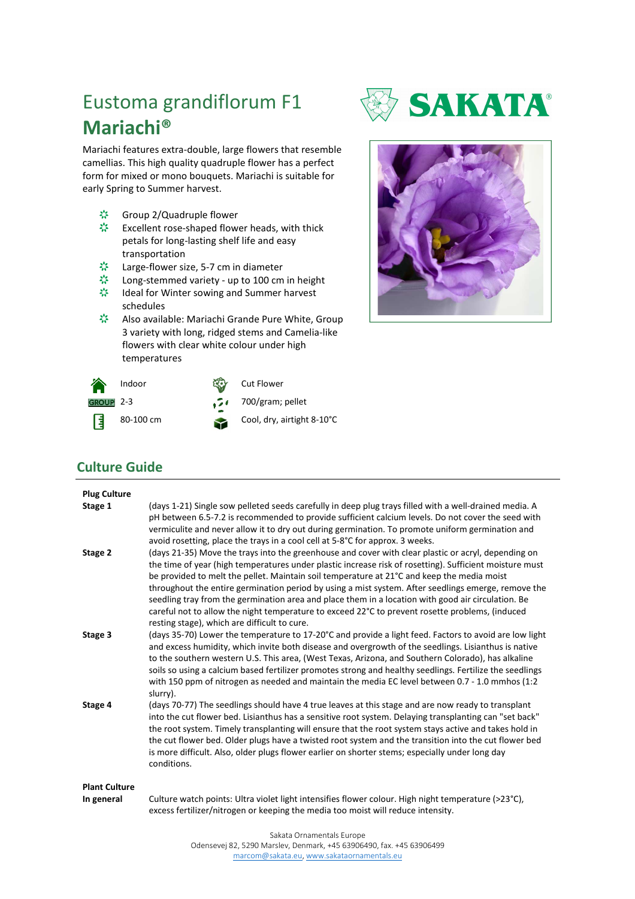# Eustoma grandiflorum F1 **Mariachi®**

Mariachi features extra-double, large flowers that resemble camellias. This high quality quadruple flower has a perfect form for mixed or mono bouquets. Mariachi is suitable for early Spring to Summer harvest.

- Group 2/Quadruple flower
- Excellent rose-shaped flower heads, with thick petals for long-lasting shelf life and easy transportation
- Large-flower size, 5-7 cm in diameter
- Long-stemmed variety - up to 100 cm in height
- Ideal for Winter sowing and Summer harvest schedules
- Also available: Mariachi Grande Pure White, Group 3 variety with long, ridged stems and Camelia-like flowers with clear white colour under high temperatures

Indoor
GROUP 2-3
80-100 cm
Cut Flower
700/gram; pellet
Cool, dry, airtight 8-10°C

## Culture Guide

**Plug Culture**

**Stage 1** (days 1-21) Single sow pelleted seeds carefully in deep plug trays filled with a well-drained media. A pH between 6.5-7.2 is recommended to provide sufficient calcium levels. Do not cover the seed with vermiculite and never allow it to dry out during germination. To promote uniform germination and avoid rosetting, place the trays in a cool cell at 5-8°C for approx. 3 weeks.

**Stage 2** (days 21-35) Move the trays into the greenhouse and cover with clear plastic or acryl, depending on the time of year (high temperatures under plastic increase risk of rosetting). Sufficient moisture must be provided to melt the pellet. Maintain soil temperature at 21°C and keep the media moist throughout the entire germination period by using a mist system. After seedlings emerge, remove the seedling tray from the germination area and place them in a location with good air circulation. Be careful not to allow the night temperature to exceed 22°C to prevent rosette problems, (induced resting stage), which are difficult to cure.

**Stage 3** (days 35-70) Lower the temperature to 17-20°C and provide a light feed. Factors to avoid are low light and excess humidity, which invite both disease and overgrowth of the seedlings. Lisianthus is native to the southern western U.S. This area, (West Texas, Arizona, and Southern Colorado), has alkaline soils so using a calcium based fertilizer promotes strong and healthy seedlings. Fertilize the seedlings with 150 ppm of nitrogen as needed and maintain the media EC level between 0.7 - 1.0 mmhos (1:2 slurry).

**Stage 4** (days 70-77) The seedlings should have 4 true leaves at this stage and are now ready to transplant into the cut flower bed. Lisianthus has a sensitive root system. Delaying transplanting can "set back" the root system. Timely transplanting will ensure that the root system stays active and takes hold in the cut flower bed. Older plugs have a twisted root system and the transition into the cut flower bed is more difficult. Also, older plugs flower earlier on shorter stems; especially under long day conditions.

**Plant Culture**

**In general** Culture watch points: Ultra violet light intensifies flower colour. High night temperature (>23°C), excess fertilizer/nitrogen or keeping the media too moist will reduce intensity.

Sakata Ornamentals Europe
Odensevej 82, 5290 Marslev, Denmark, +45 63906490, fax. +45 63906499
marcom@sakata.eu, www.sakataornamentals.eu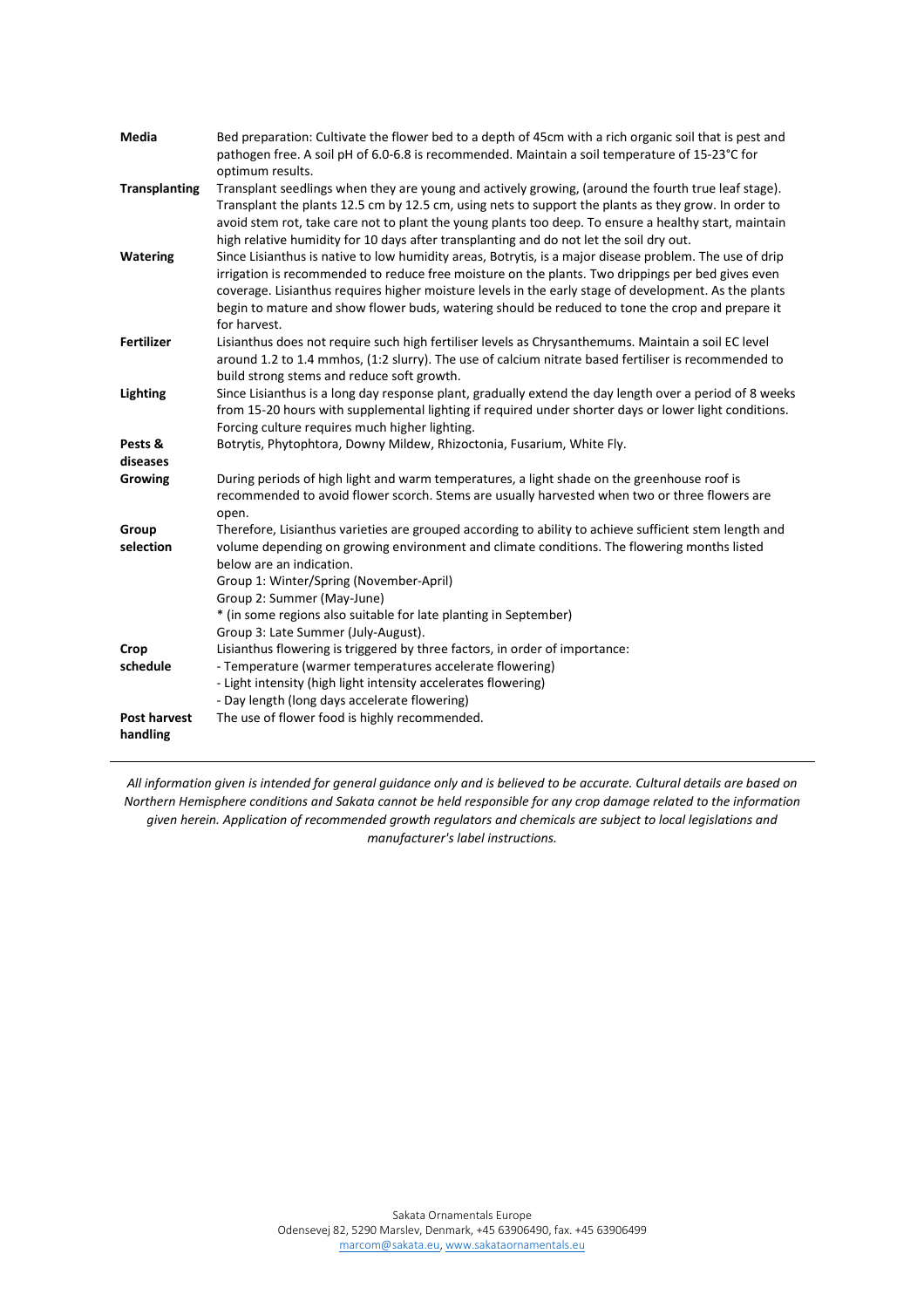| | |
|---|---|
| **Media** | Bed preparation: Cultivate the flower bed to a depth of 45cm with a rich organic soil that is pest and pathogen free. A soil pH of 6.0-6.8 is recommended. Maintain a soil temperature of 15-23°C for optimum results. |
| **Transplanting** | Transplant seedlings when they are young and actively growing, (around the fourth true leaf stage). Transplant the plants 12.5 cm by 12.5 cm, using nets to support the plants as they grow. In order to avoid stem rot, take care not to plant the young plants too deep. To ensure a healthy start, maintain high relative humidity for 10 days after transplanting and do not let the soil dry out. |
| **Watering** | Since Lisianthus is native to low humidity areas, Botrytis, is a major disease problem. The use of drip irrigation is recommended to reduce free moisture on the plants. Two drippings per bed gives even coverage. Lisianthus requires higher moisture levels in the early stage of development. As the plants begin to mature and show flower buds, watering should be reduced to tone the crop and prepare it for harvest. |
| **Fertilizer** | Lisianthus does not require such high fertiliser levels as Chrysanthemums. Maintain a soil EC level around 1.2 to 1.4 mmhos, (1:2 slurry). The use of calcium nitrate based fertiliser is recommended to build strong stems and reduce soft growth. |
| **Lighting** | Since Lisianthus is a long day response plant, gradually extend the day length over a period of 8 weeks from 15-20 hours with supplemental lighting if required under shorter days or lower light conditions. Forcing culture requires much higher lighting. |
| **Pests & diseases** | Botrytis, Phytophtora, Downy Mildew, Rhizoctonia, Fusarium, White Fly. |
| **Growing** | During periods of high light and warm temperatures, a light shade on the greenhouse roof is recommended to avoid flower scorch. Stems are usually harvested when two or three flowers are open. |
| **Group selection** | Therefore, Lisianthus varieties are grouped according to ability to achieve sufficient stem length and volume depending on growing environment and climate conditions. The flowering months listed below are an indication.<br>Group 1: Winter/Spring (November-April)<br>Group 2: Summer (May-June)<br>* (in some regions also suitable for late planting in September)<br>Group 3: Late Summer (July-August). |
| **Crop schedule** | Lisianthus flowering is triggered by three factors, in order of importance:<br>- Temperature (warmer temperatures accelerate flowering)<br>- Light intensity (high light intensity accelerates flowering)<br>- Day length (long days accelerate flowering) |
| **Post harvest handling** | The use of flower food is highly recommended. |

---

*All information given is intended for general guidance only and is believed to be accurate. Cultural details are based on Northern Hemisphere conditions and Sakata cannot be held responsible for any crop damage related to the information given herein. Application of recommended growth regulators and chemicals are subject to local legislations and manufacturer's label instructions.*

Sakata Ornamentals Europe
Odensevej 82, 5290 Marslev, Denmark, +45 63906490, fax. +45 63906499
marcom@sakata.eu, www.sakataornamentals.eu